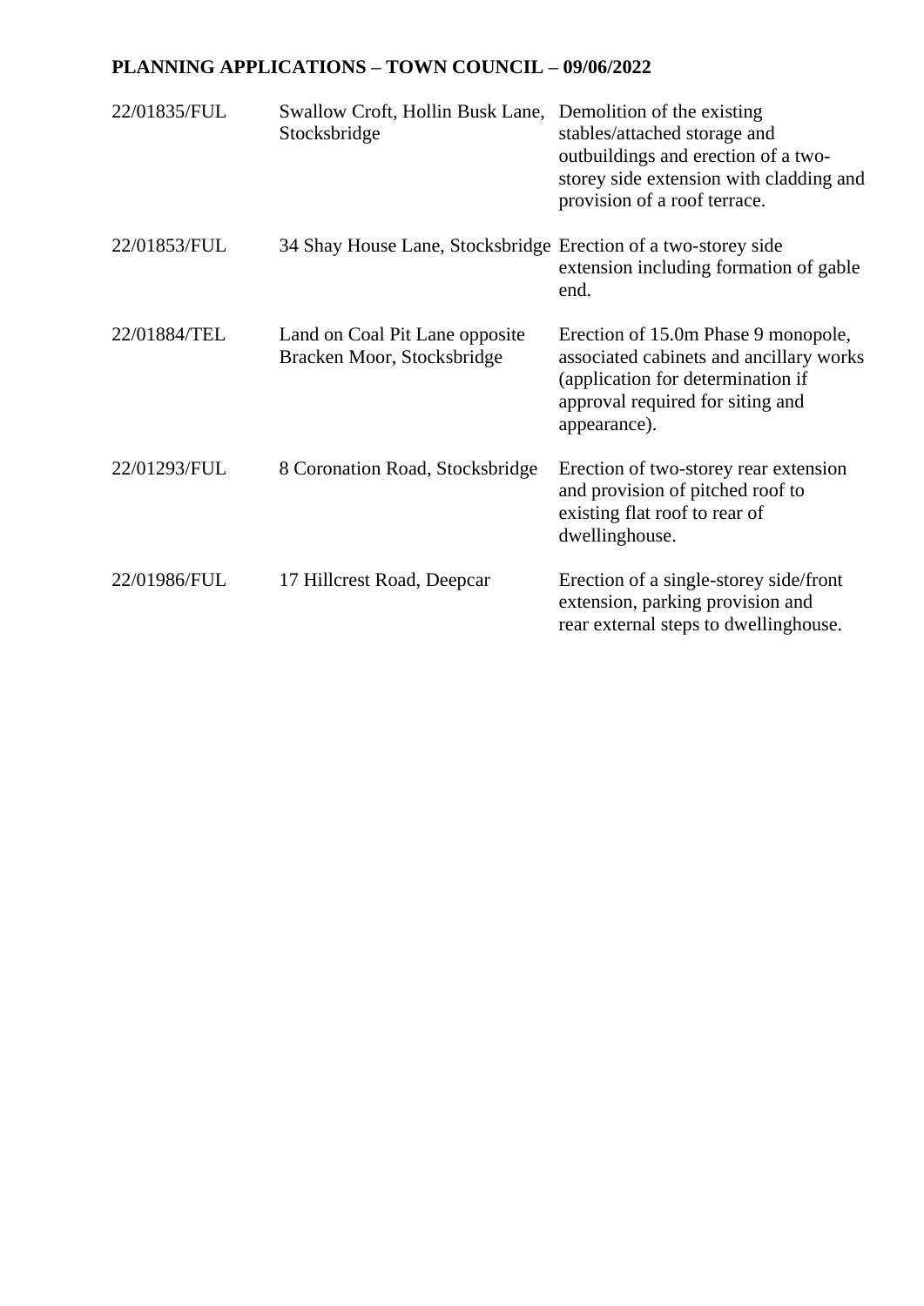**PLANNING APPLICATIONS – TOWN COUNCIL – 09/06/2022**

| | | |
|---|---|---|
| 22/01835/FUL | Swallow Croft, Hollin Busk Lane, Stocksbridge | Demolition of the existing stables/attached storage and outbuildings and erection of a two-storey side extension with cladding and provision of a roof terrace. |
| 22/01853/FUL | 34 Shay House Lane, Stocksbridge | Erection of a two-storey side extension including formation of gable end. |
| 22/01884/TEL | Land on Coal Pit Lane opposite Bracken Moor, Stocksbridge | Erection of 15.0m Phase 9 monopole, associated cabinets and ancillary works (application for determination if approval required for siting and appearance). |
| 22/01293/FUL | 8 Coronation Road, Stocksbridge | Erection of two-storey rear extension and provision of pitched roof to existing flat roof to rear of dwellinghouse. |
| 22/01986/FUL | 17 Hillcrest Road, Deepcar | Erection of a single-storey side/front extension, parking provision and rear external steps to dwellinghouse. |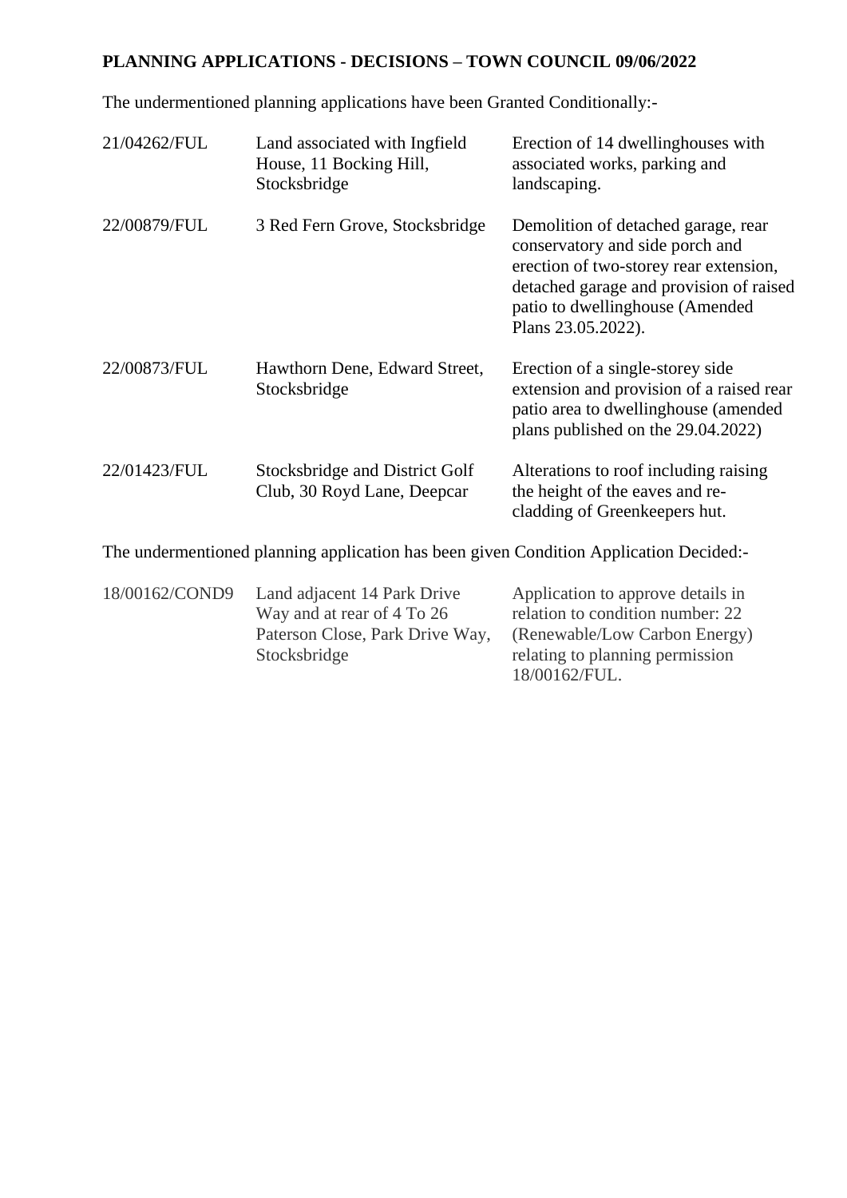**PLANNING APPLICATIONS - DECISIONS – TOWN COUNCIL 09/06/2022**

The undermentioned planning applications have been Granted Conditionally:-

| | | |
|---|---|---|
| 21/04262/FUL | Land associated with Ingfield House, 11 Bocking Hill, Stocksbridge | Erection of 14 dwellinghouses with associated works, parking and landscaping. |
| 22/00879/FUL | 3 Red Fern Grove, Stocksbridge | Demolition of detached garage, rear conservatory and side porch and erection of two-storey rear extension, detached garage and provision of raised patio to dwellinghouse (Amended Plans 23.05.2022). |
| 22/00873/FUL | Hawthorn Dene, Edward Street, Stocksbridge | Erection of a single-storey side extension and provision of a raised rear patio area to dwellinghouse (amended plans published on the 29.04.2022) |
| 22/01423/FUL | Stocksbridge and District Golf Club, 30 Royd Lane, Deepcar | Alterations to roof including raising the height of the eaves and re-cladding of Greenkeepers hut. |

The undermentioned planning application has been given Condition Application Decided:-

| | | |
|---|---|---|
| 18/00162/COND9 | Land adjacent 14 Park Drive Way and at rear of 4 To 26 Paterson Close, Park Drive Way, Stocksbridge | Application to approve details in relation to condition number: 22 (Renewable/Low Carbon Energy) relating to planning permission 18/00162/FUL. |